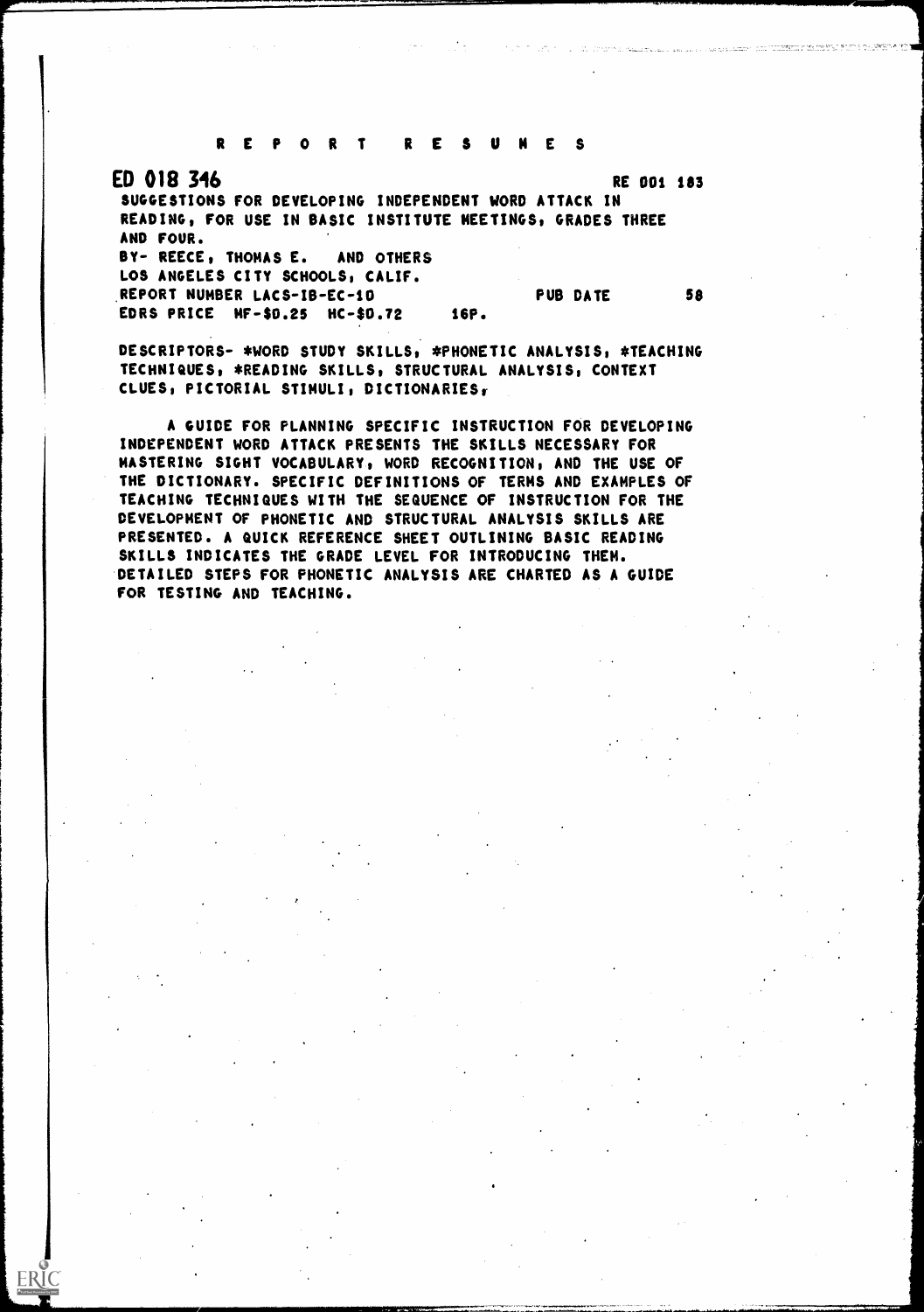# R E P O R T   R E S U M E S

**ED 018 346** RE 001 183

SUGGESTIONS FOR DEVELOPING INDEPENDENT WORD ATTACK IN READING, FOR USE IN BASIC INSTITUTE MEETINGS, GRADES THREE AND FOUR.

BY- REECE, THOMAS E. AND OTHERS

LOS ANGELES CITY SCHOOLS, CALIF.

REPORT NUMBER LACS-IB-EC-10 PUB DATE 58

EDRS PRICE MF-$0.25 HC-$0.72 16P.

DESCRIPTORS- *WORD STUDY SKILLS, *PHONETIC ANALYSIS, *TEACHING TECHNIQUES, *READING SKILLS, STRUCTURAL ANALYSIS, CONTEXT CLUES, PICTORIAL STIMULI, DICTIONARIES,

A GUIDE FOR PLANNING SPECIFIC INSTRUCTION FOR DEVELOPING INDEPENDENT WORD ATTACK PRESENTS THE SKILLS NECESSARY FOR MASTERING SIGHT VOCABULARY, WORD RECOGNITION, AND THE USE OF THE DICTIONARY. SPECIFIC DEFINITIONS OF TERMS AND EXAMPLES OF TEACHING TECHNIQUES WITH THE SEQUENCE OF INSTRUCTION FOR THE DEVELOPMENT OF PHONETIC AND STRUCTURAL ANALYSIS SKILLS ARE PRESENTED. A QUICK REFERENCE SHEET OUTLINING BASIC READING SKILLS INDICATES THE GRADE LEVEL FOR INTRODUCING THEM. DETAILED STEPS FOR PHONETIC ANALYSIS ARE CHARTED AS A GUIDE FOR TESTING AND TEACHING.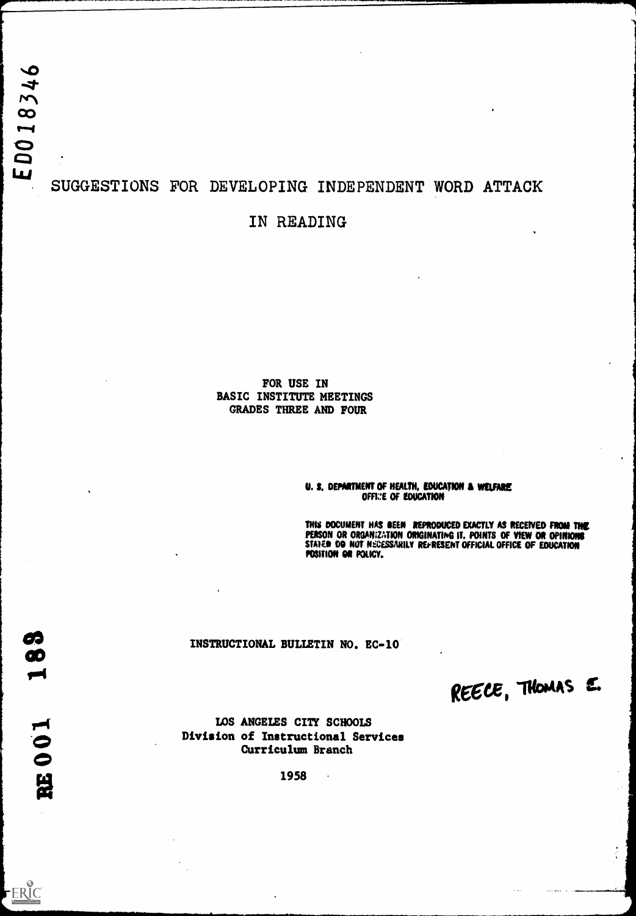ED018346

# SUGGESTIONS FOR DEVELOPING INDEPENDENT WORD ATTACK

## IN READING

FOR USE IN
BASIC INSTITUTE MEETINGS
GRADES THREE AND FOUR

U. S. DEPARTMENT OF HEALTH, EDUCATION & WELFARE
OFFICE OF EDUCATION

THIS DOCUMENT HAS BEEN REPRODUCED EXACTLY AS RECEIVED FROM THE PERSON OR ORGANIZATION ORIGINATING IT. POINTS OF VIEW OR OPINIONS STATED DO NOT NECESSARILY REPRESENT OFFICIAL OFFICE OF EDUCATION POSITION OR POLICY.

INSTRUCTIONAL BULLETIN NO. EC-10

REECE, THOMAS E.

LOS ANGELES CITY SCHOOLS
Division of Instructional Services
Curriculum Branch

1958

RE001 188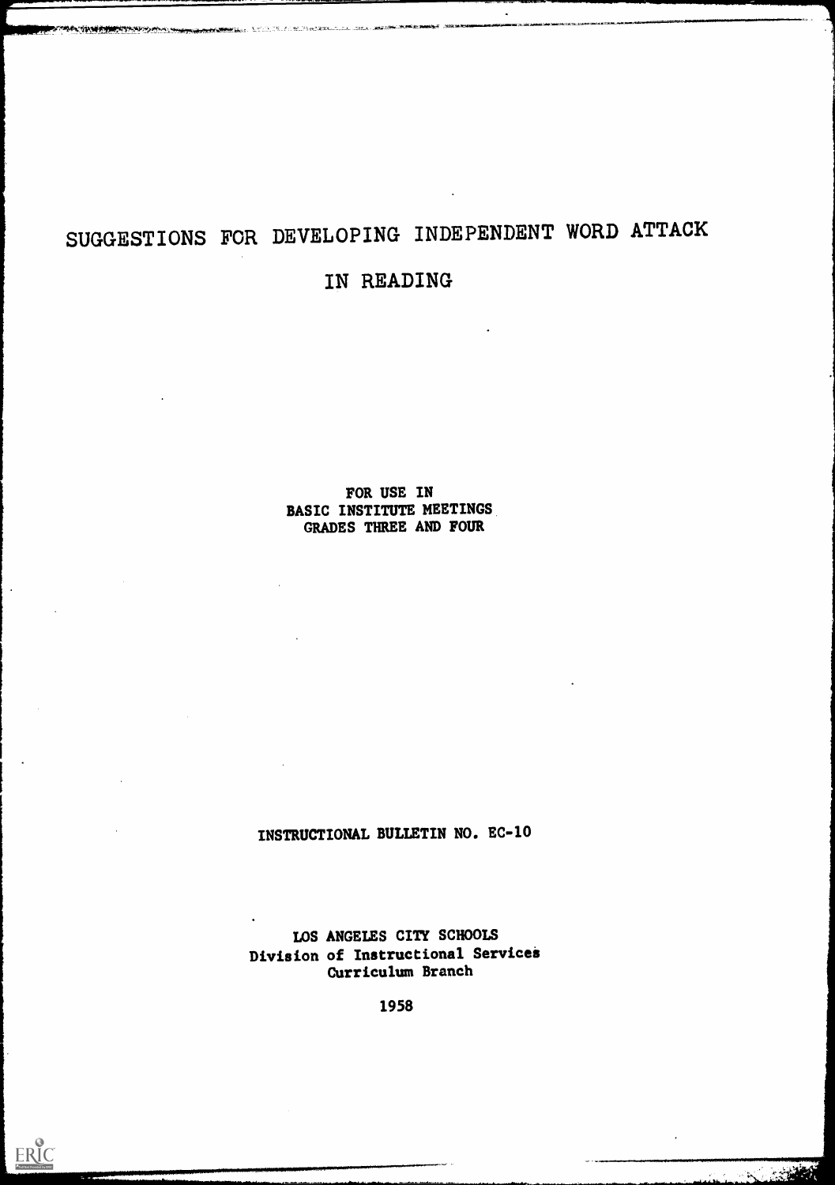# SUGGESTIONS FOR DEVELOPING INDEPENDENT WORD ATTACK

# IN READING

FOR USE IN
BASIC INSTITUTE MEETINGS
GRADES THREE AND FOUR

INSTRUCTIONAL BULLETIN NO. EC-10

LOS ANGELES CITY SCHOOLS
Division of Instructional Services
Curriculum Branch

1958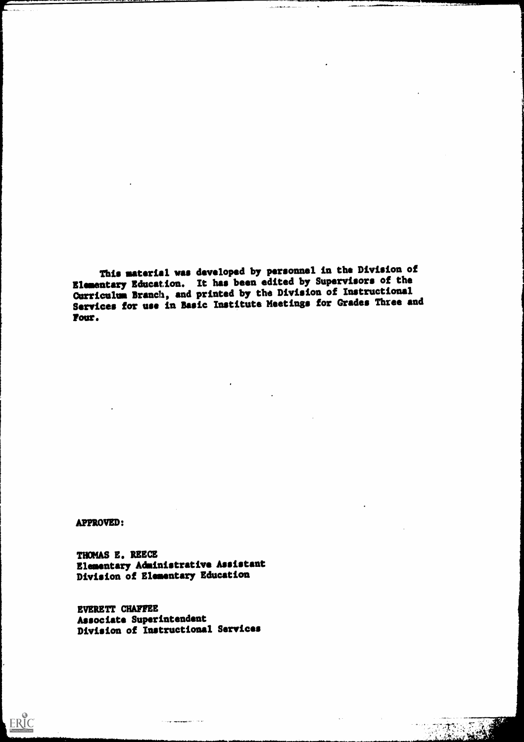This material was developed by personnel in the Division of Elementary Education. It has been edited by Supervisors of the Curriculum Branch, and printed by the Division of Instructional Services for use in Basic Institute Meetings for Grades Three and Four.

APPROVED:

THOMAS E. REECE
Elementary Administrative Assistant
Division of Elementary Education

EVERETT CHAFFEE
Associate Superintendent
Division of Instructional Services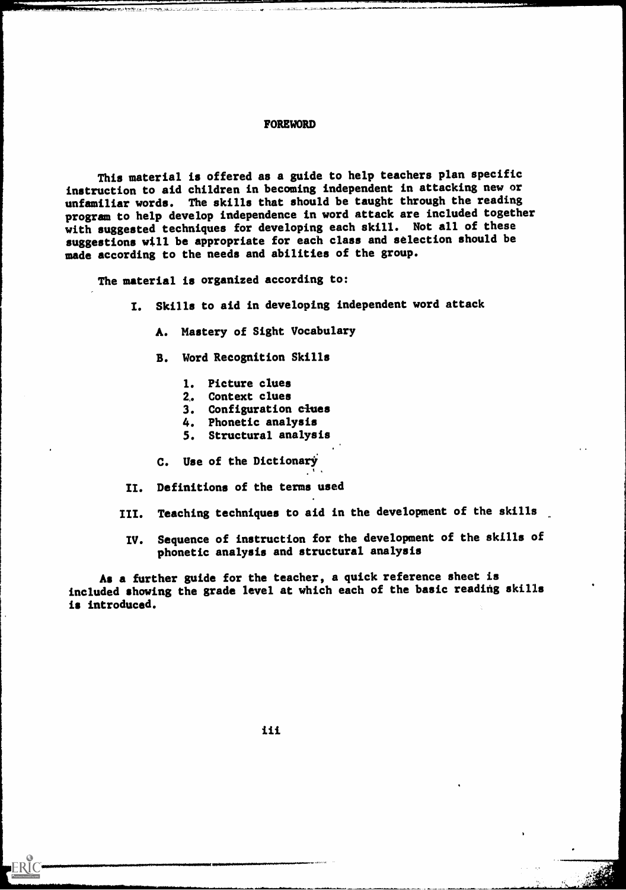# FOREWORD

This material is offered as a guide to help teachers plan specific instruction to aid children in becoming independent in attacking new or unfamiliar words. The skills that should be taught through the reading program to help develop independence in word attack are included together with suggested techniques for developing each skill. Not all of these suggestions will be appropriate for each class and selection should be made according to the needs and abilities of the group.

The material is organized according to:

I. Skills to aid in developing independent word attack

   A. Mastery of Sight Vocabulary

   B. Word Recognition Skills

      1. Picture clues
      2. Context clues
      3. Configuration clues
      4. Phonetic analysis
      5. Structural analysis

   C. Use of the Dictionary

II. Definitions of the terms used

III. Teaching techniques to aid in the development of the skills

IV. Sequence of instruction for the development of the skills of phonetic analysis and structural analysis

As a further guide for the teacher, a quick reference sheet is included showing the grade level at which each of the basic reading skills is introduced.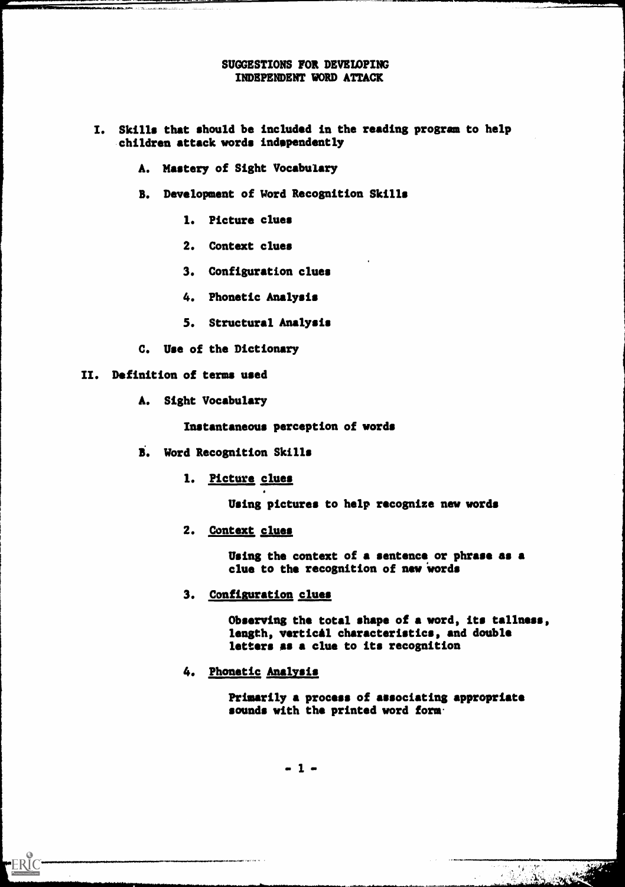# SUGGESTIONS FOR DEVELOPING INDEPENDENT WORD ATTACK

I. Skills that should be included in the reading program to help children attack words independently

   A. Mastery of Sight Vocabulary

   B. Development of Word Recognition Skills

      1. Picture clues

      2. Context clues

      3. Configuration clues

      4. Phonetic Analysis

      5. Structural Analysis

   C. Use of the Dictionary

II. Definition of terms used

   A. Sight Vocabulary

      Instantaneous perception of words

   B. Word Recognition Skills

      1. <u>Picture clues</u>

         Using pictures to help recognize new words

      2. <u>Context clues</u>

         Using the context of a sentence or phrase as a clue to the recognition of new words

      3. <u>Configuration clues</u>

         Observing the total shape of a word, its tallness, length, vertical characteristics, and double letters as a clue to its recognition

      4. <u>Phonetic Analysis</u>

         Primarily a process of associating appropriate sounds with the printed word form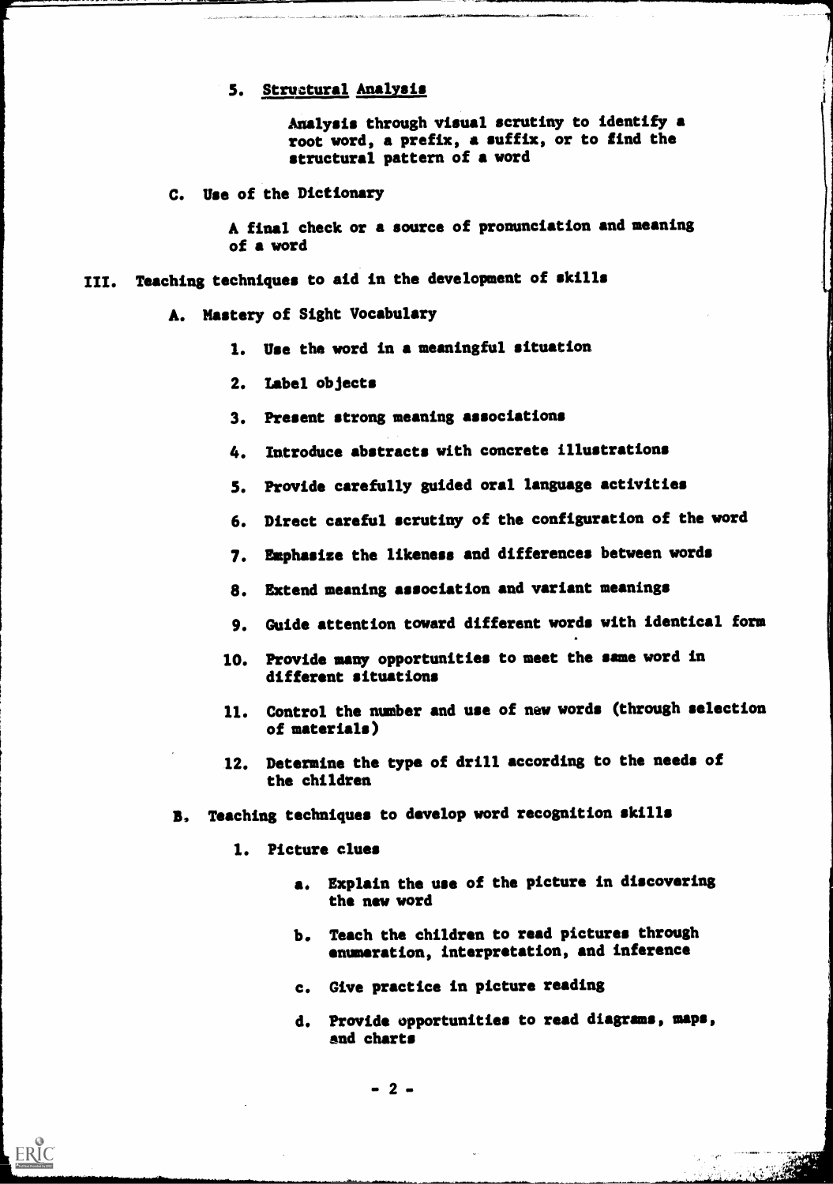5. <u>Structural Analysis</u>

   Analysis through visual scrutiny to identify a root word, a prefix, a suffix, or to find the structural pattern of a word

C. Use of the Dictionary

   A final check or a source of pronunciation and meaning of a word

III. Teaching techniques to aid in the development of skills

   A. Mastery of Sight Vocabulary

      1. Use the word in a meaningful situation
      2. Label objects
      3. Present strong meaning associations
      4. Introduce abstracts with concrete illustrations
      5. Provide carefully guided oral language activities
      6. Direct careful scrutiny of the configuration of the word
      7. Emphasize the likeness and differences between words
      8. Extend meaning association and variant meanings
      9. Guide attention toward different words with identical form
      10. Provide many opportunities to meet the same word in different situations
      11. Control the number and use of new words (through selection of materials)
      12. Determine the type of drill according to the needs of the children

   B. Teaching techniques to develop word recognition skills

      1. Picture clues

         a. Explain the use of the picture in discovering the new word
         b. Teach the children to read pictures through enumeration, interpretation, and inference
         c. Give practice in picture reading
         d. Provide opportunities to read diagrams, maps, and charts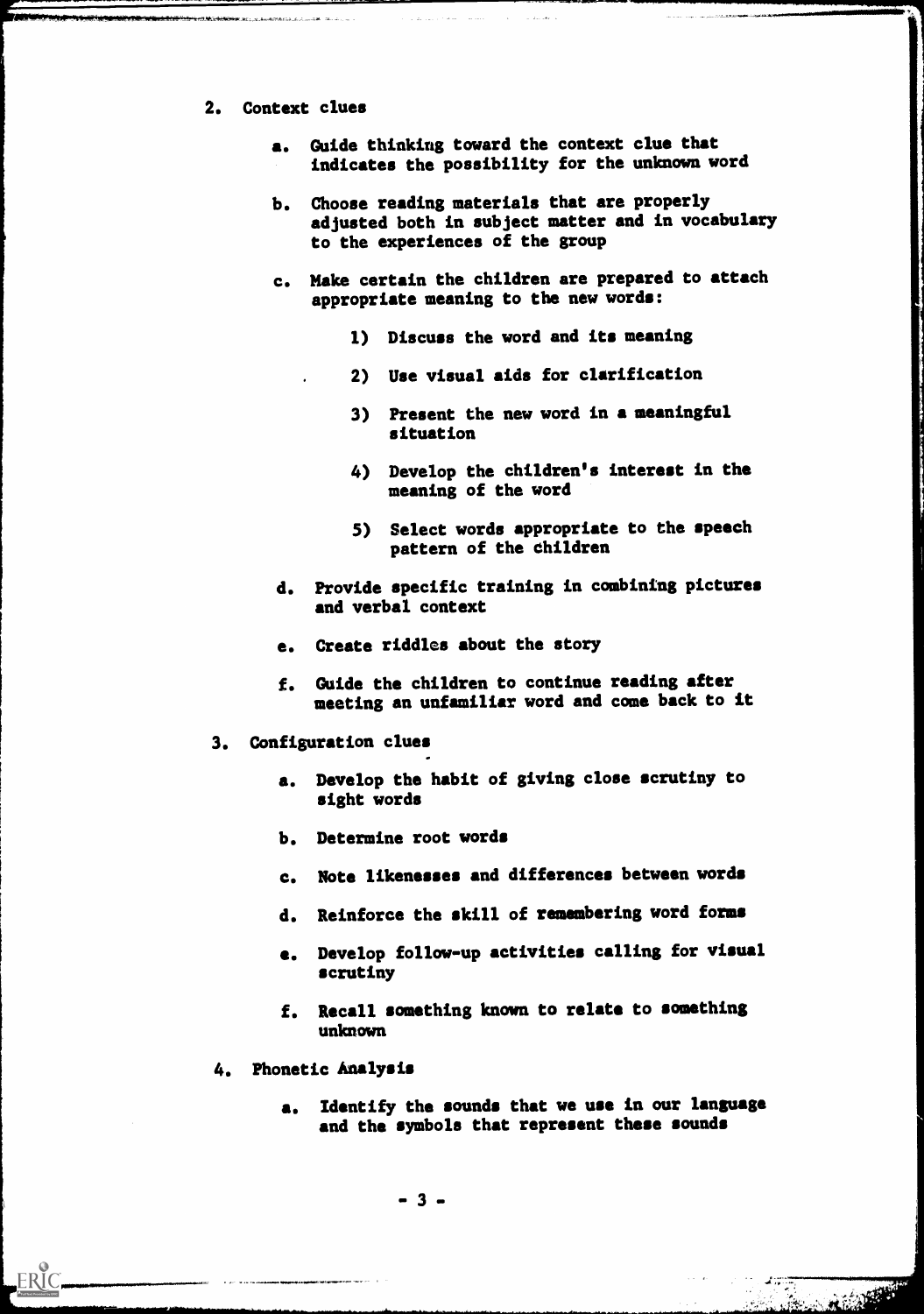2. Context clues

    a. Guide thinking toward the context clue that indicates the possibility for the unknown word

    b. Choose reading materials that are properly adjusted both in subject matter and in vocabulary to the experiences of the group

    c. Make certain the children are prepared to attach appropriate meaning to the new words:

        1) Discuss the word and its meaning

        2) Use visual aids for clarification

        3) Present the new word in a meaningful situation

        4) Develop the children's interest in the meaning of the word

        5) Select words appropriate to the speech pattern of the children

    d. Provide specific training in combining pictures and verbal context

    e. Create riddles about the story

    f. Guide the children to continue reading after meeting an unfamiliar word and come back to it

3. Configuration clues

    a. Develop the habit of giving close scrutiny to sight words

    b. Determine root words

    c. Note likenesses and differences between words

    d. Reinforce the skill of remembering word forms

    e. Develop follow-up activities calling for visual scrutiny

    f. Recall something known to relate to something unknown

4. Phonetic Analysis

    a. Identify the sounds that we use in our language and the symbols that represent these sounds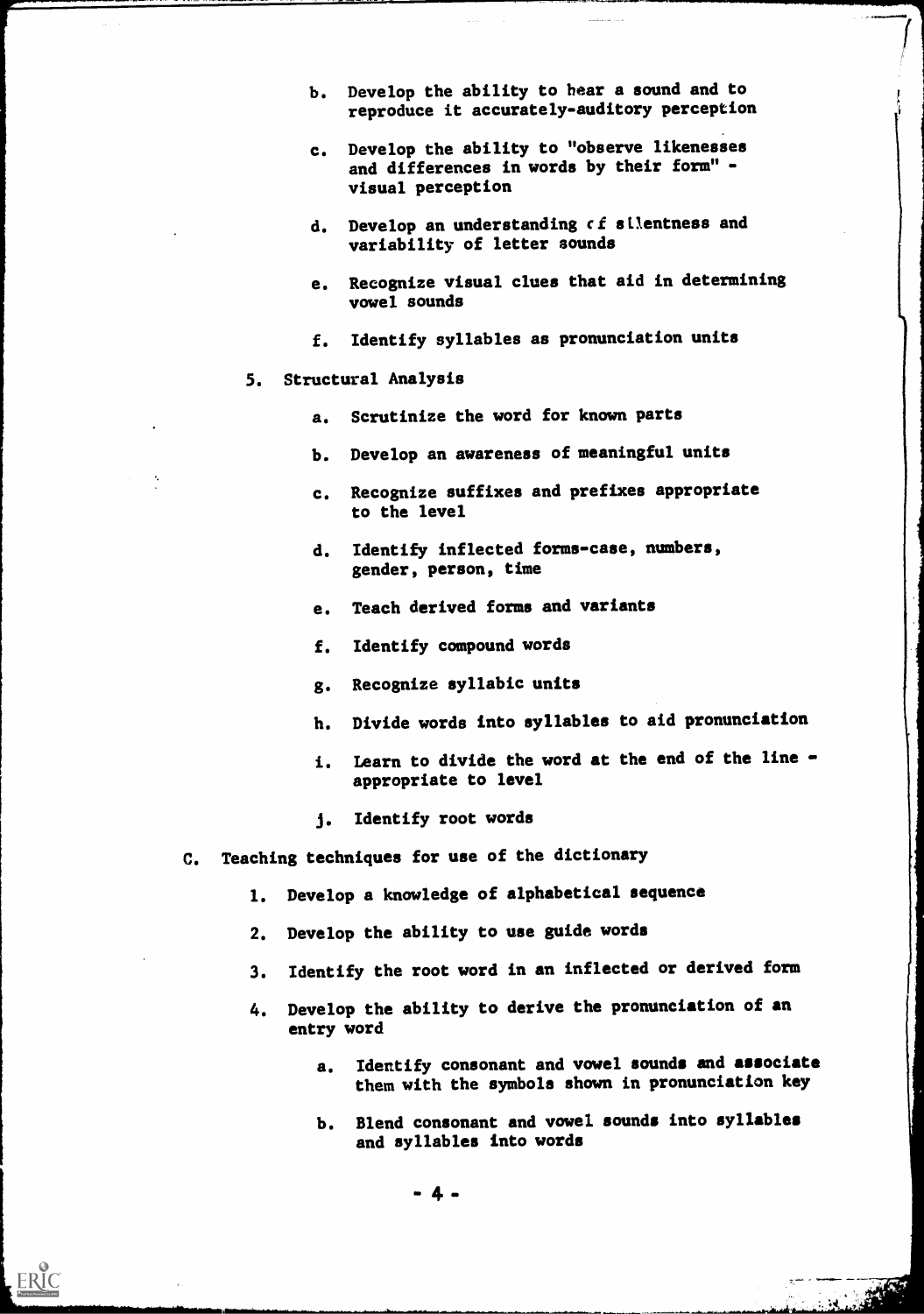b. Develop the ability to hear a sound and to reproduce it accurately-auditory perception

c. Develop the ability to "observe likenesses and differences in words by their form" - visual perception

d. Develop an understanding of silentness and variability of letter sounds

e. Recognize visual clues that aid in determining vowel sounds

f. Identify syllables as pronunciation units

5. Structural Analysis

   a. Scrutinize the word for known parts

   b. Develop an awareness of meaningful units

   c. Recognize suffixes and prefixes appropriate to the level

   d. Identify inflected forms-case, numbers, gender, person, time

   e. Teach derived forms and variants

   f. Identify compound words

   g. Recognize syllabic units

   h. Divide words into syllables to aid pronunciation

   i. Learn to divide the word at the end of the line - appropriate to level

   j. Identify root words

C. Teaching techniques for use of the dictionary

   1. Develop a knowledge of alphabetical sequence

   2. Develop the ability to use guide words

   3. Identify the root word in an inflected or derived form

   4. Develop the ability to derive the pronunciation of an entry word

      a. Identify consonant and vowel sounds and associate them with the symbols shown in pronunciation key

      b. Blend consonant and vowel sounds into syllables and syllables into words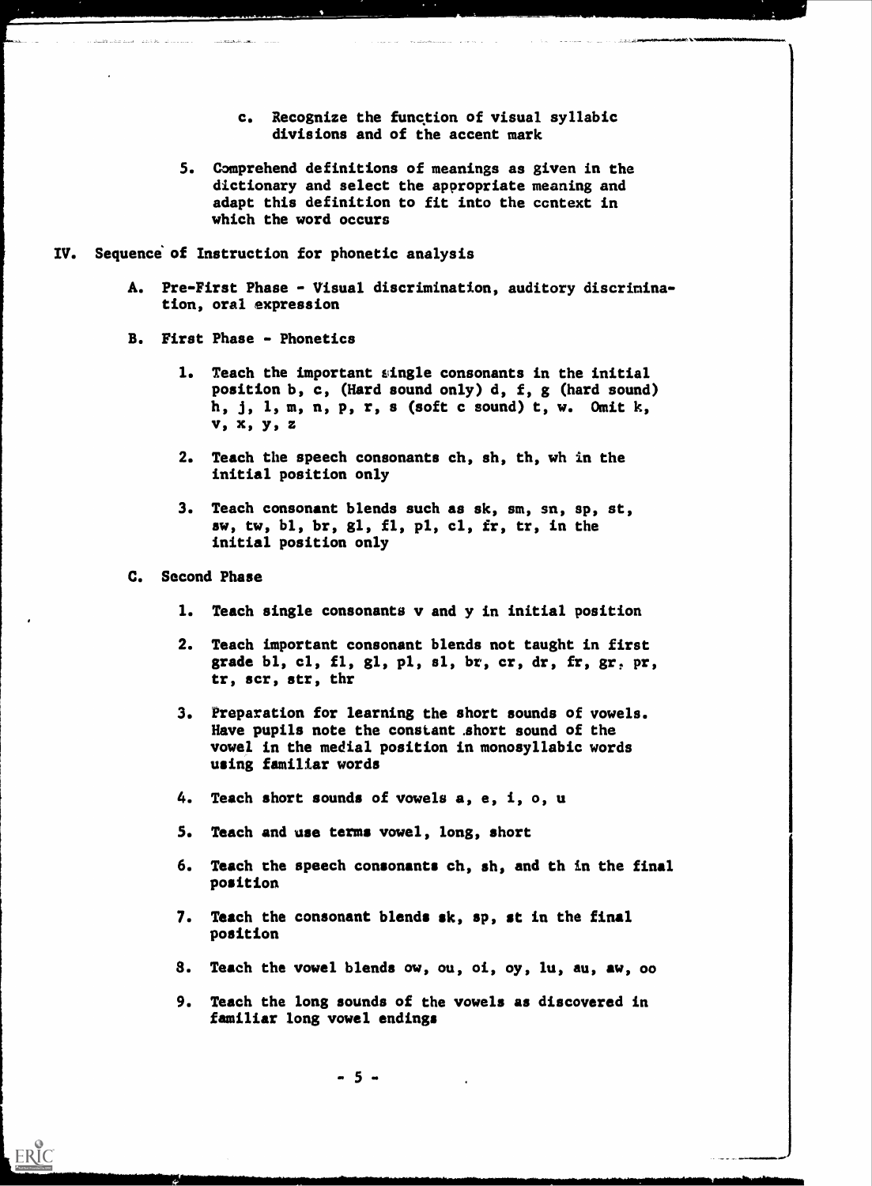c. Recognize the function of visual syllabic divisions and of the accent mark

5. Comprehend definitions of meanings as given in the dictionary and select the appropriate meaning and adapt this definition to fit into the context in which the word occurs

IV. Sequence of Instruction for phonetic analysis

A. Pre-First Phase - Visual discrimination, auditory discrimination, oral expression

B. First Phase - Phonetics

1. Teach the important single consonants in the initial position b, c, (Hard sound only) d, f, g (hard sound) h, j, l, m, n, p, r, s (soft c sound) t, w. Omit k, v, x, y, z

2. Teach the speech consonants ch, sh, th, wh in the initial position only

3. Teach consonant blends such as sk, sm, sn, sp, st, sw, tw, bl, br, gl, fl, pl, cl, fr, tr, in the initial position only

C. Second Phase

1. Teach single consonants v and y in initial position

2. Teach important consonant blends not taught in first grade bl, cl, fl, gl, pl, sl, br, cr, dr, fr, gr, pr, tr, scr, str, thr

3. Preparation for learning the short sounds of vowels. Have pupils note the constant short sound of the vowel in the medial position in monosyllabic words using familiar words

4. Teach short sounds of vowels a, e, i, o, u

5. Teach and use terms vowel, long, short

6. Teach the speech consonants ch, sh, and th in the final position

7. Teach the consonant blends sk, sp, st in the final position

8. Teach the vowel blends ow, ou, oi, oy, lu, au, aw, oo

9. Teach the long sounds of the vowels as discovered in familiar long vowel endings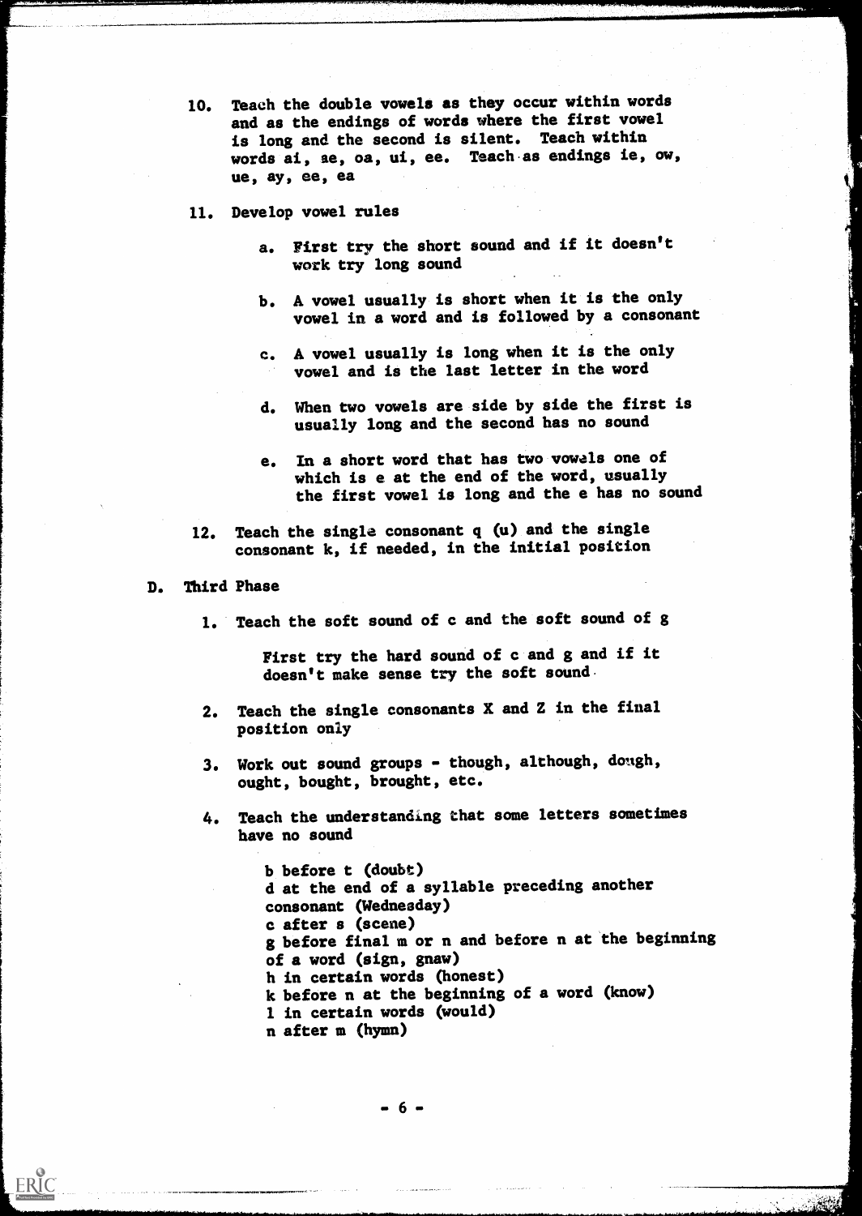10. Teach the double vowels as they occur within words and as the endings of words where the first vowel is long and the second is silent. Teach within words ai, ae, oa, ui, ee. Teach as endings ie, ow, ue, ay, ee, ea

11. Develop vowel rules

    a. First try the short sound and if it doesn't work try long sound

    b. A vowel usually is short when it is the only vowel in a word and is followed by a consonant

    c. A vowel usually is long when it is the only vowel and is the last letter in the word

    d. When two vowels are side by side the first is usually long and the second has no sound

    e. In a short word that has two vowels one of which is e at the end of the word, usually the first vowel is long and the e has no sound

12. Teach the single consonant q (u) and the single consonant k, if needed, in the initial position

D. Third Phase

1. Teach the soft sound of c and the soft sound of g

   First try the hard sound of c and g and if it doesn't make sense try the soft sound

2. Teach the single consonants X and Z in the final position only

3. Work out sound groups - though, although, dough, ought, bought, brought, etc.

4. Teach the understanding that some letters sometimes have no sound

   b before t (doubt)
   d at the end of a syllable preceding another consonant (Wednesday)
   c after s (scene)
   g before final m or n and before n at the beginning of a word (sign, gnaw)
   h in certain words (honest)
   k before n at the beginning of a word (know)
   l in certain words (would)
   n after m (hymn)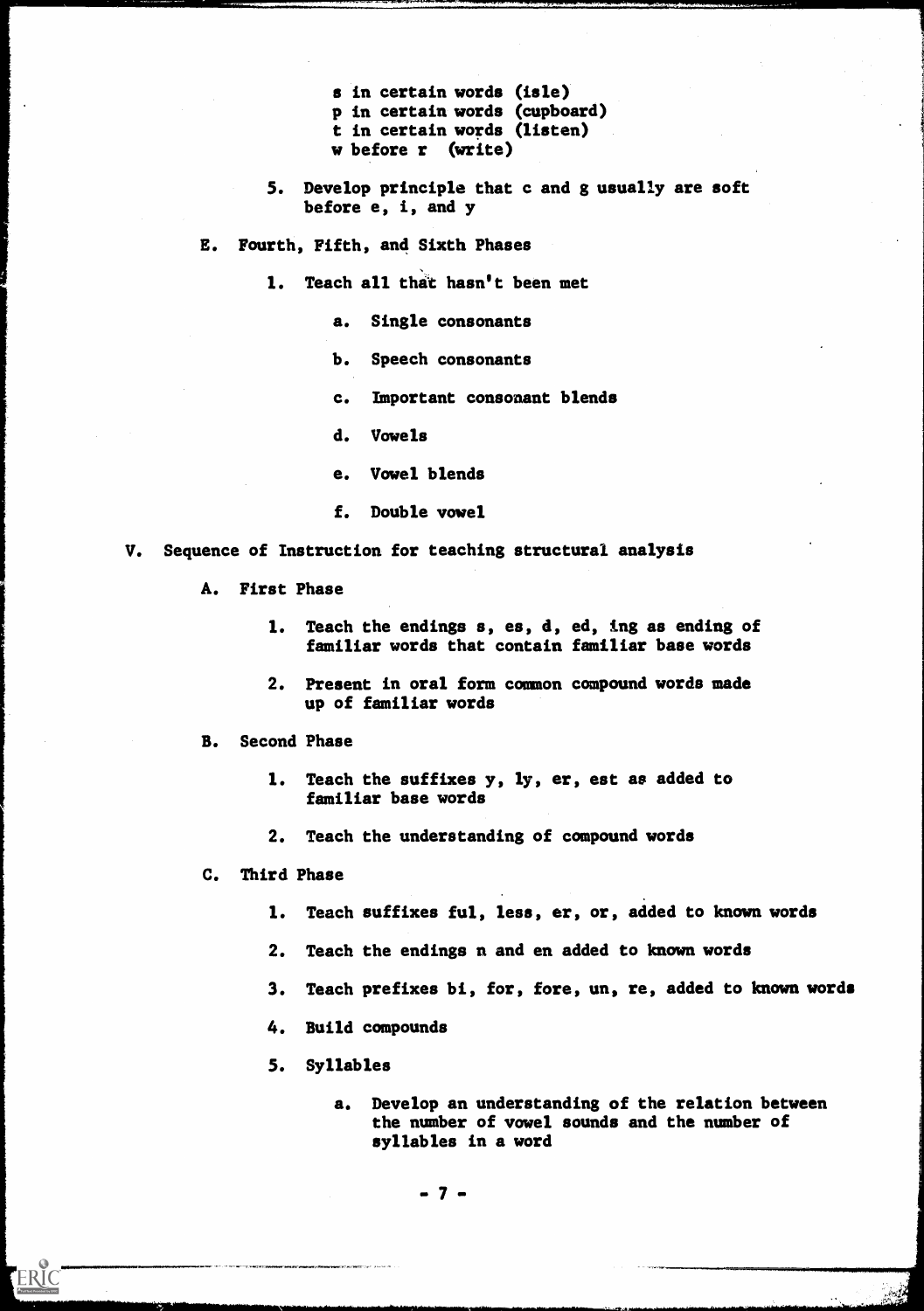- s in certain words (isle)
- p in certain words (cupboard)
- t in certain words (listen)
- w before r (write)

5. Develop principle that c and g usually are soft before e, i, and y

E. Fourth, Fifth, and Sixth Phases

1. Teach all that hasn't been met

   a. Single consonants

   b. Speech consonants

   c. Important consonant blends

   d. Vowels

   e. Vowel blends

   f. Double vowel

V. Sequence of Instruction for teaching structural analysis

A. First Phase

1. Teach the endings s, es, d, ed, ing as ending of familiar words that contain familiar base words

2. Present in oral form common compound words made up of familiar words

B. Second Phase

1. Teach the suffixes y, ly, er, est as added to familiar base words

2. Teach the understanding of compound words

C. Third Phase

1. Teach suffixes ful, less, er, or, added to known words

2. Teach the endings n and en added to known words

3. Teach prefixes bi, for, fore, un, re, added to known words

4. Build compounds

5. Syllables

   a. Develop an understanding of the relation between the number of vowel sounds and the number of syllables in a word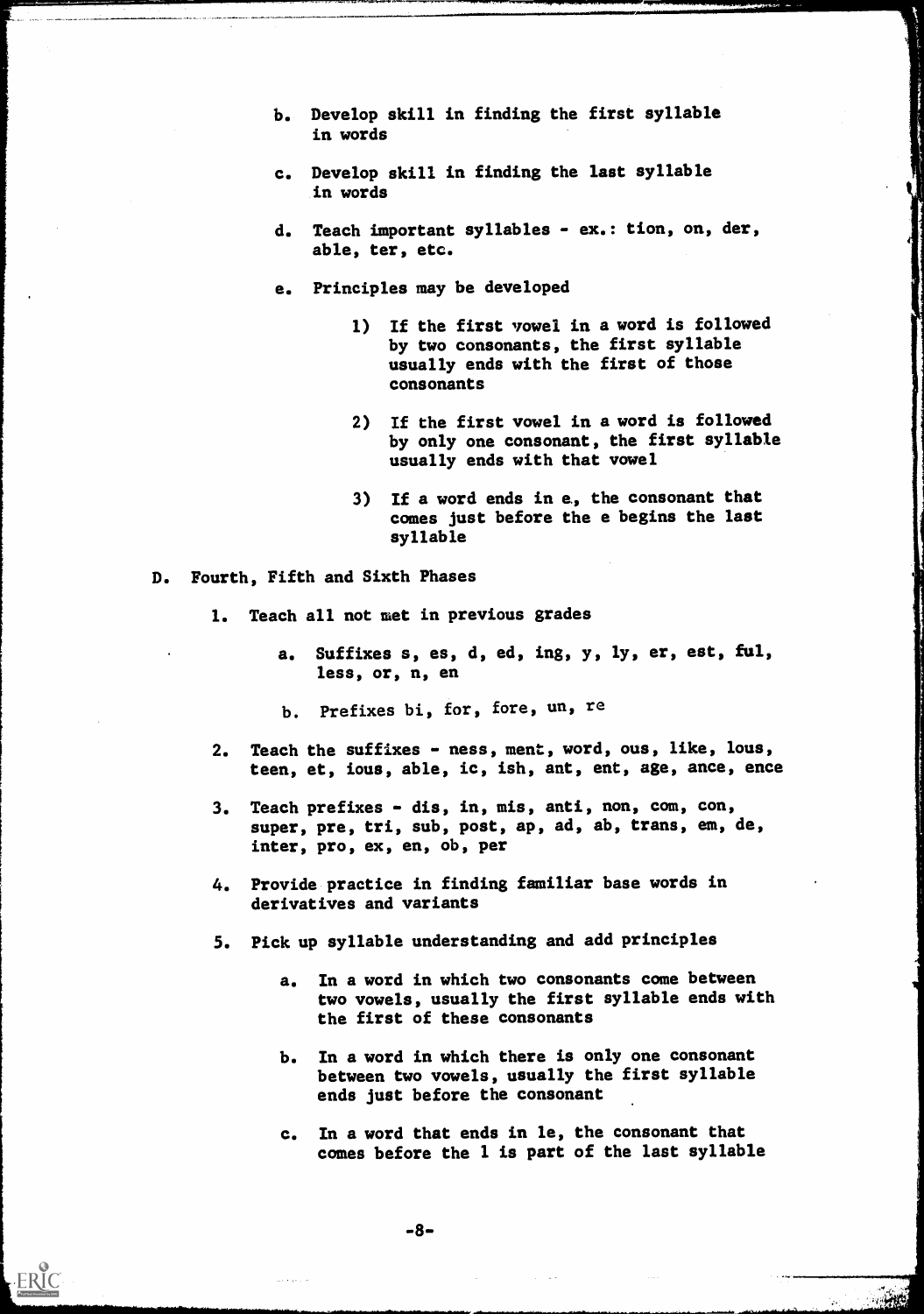b. Develop skill in finding the first syllable in words

c. Develop skill in finding the last syllable in words

d. Teach important syllables - ex.: tion, on, der, able, ter, etc.

e. Principles may be developed

   1) If the first vowel in a word is followed by two consonants, the first syllable usually ends with the first of those consonants

   2) If the first vowel in a word is followed by only one consonant, the first syllable usually ends with that vowel

   3) If a word ends in e, the consonant that comes just before the e begins the last syllable

D. Fourth, Fifth and Sixth Phases

1. Teach all not met in previous grades

   a. Suffixes s, es, d, ed, ing, y, ly, er, est, ful, less, or, n, en

   b. Prefixes bi, for, fore, un, re

2. Teach the suffixes - ness, ment, word, ous, like, lous, teen, et, ious, able, ic, ish, ant, ent, age, ance, ence

3. Teach prefixes - dis, in, mis, anti, non, com, con, super, pre, tri, sub, post, ap, ad, ab, trans, em, de, inter, pro, ex, en, ob, per

4. Provide practice in finding familiar base words in derivatives and variants

5. Pick up syllable understanding and add principles

   a. In a word in which two consonants come between two vowels, usually the first syllable ends with the first of these consonants

   b. In a word in which there is only one consonant between two vowels, usually the first syllable ends just before the consonant

   c. In a word that ends in le, the consonant that comes before the l is part of the last syllable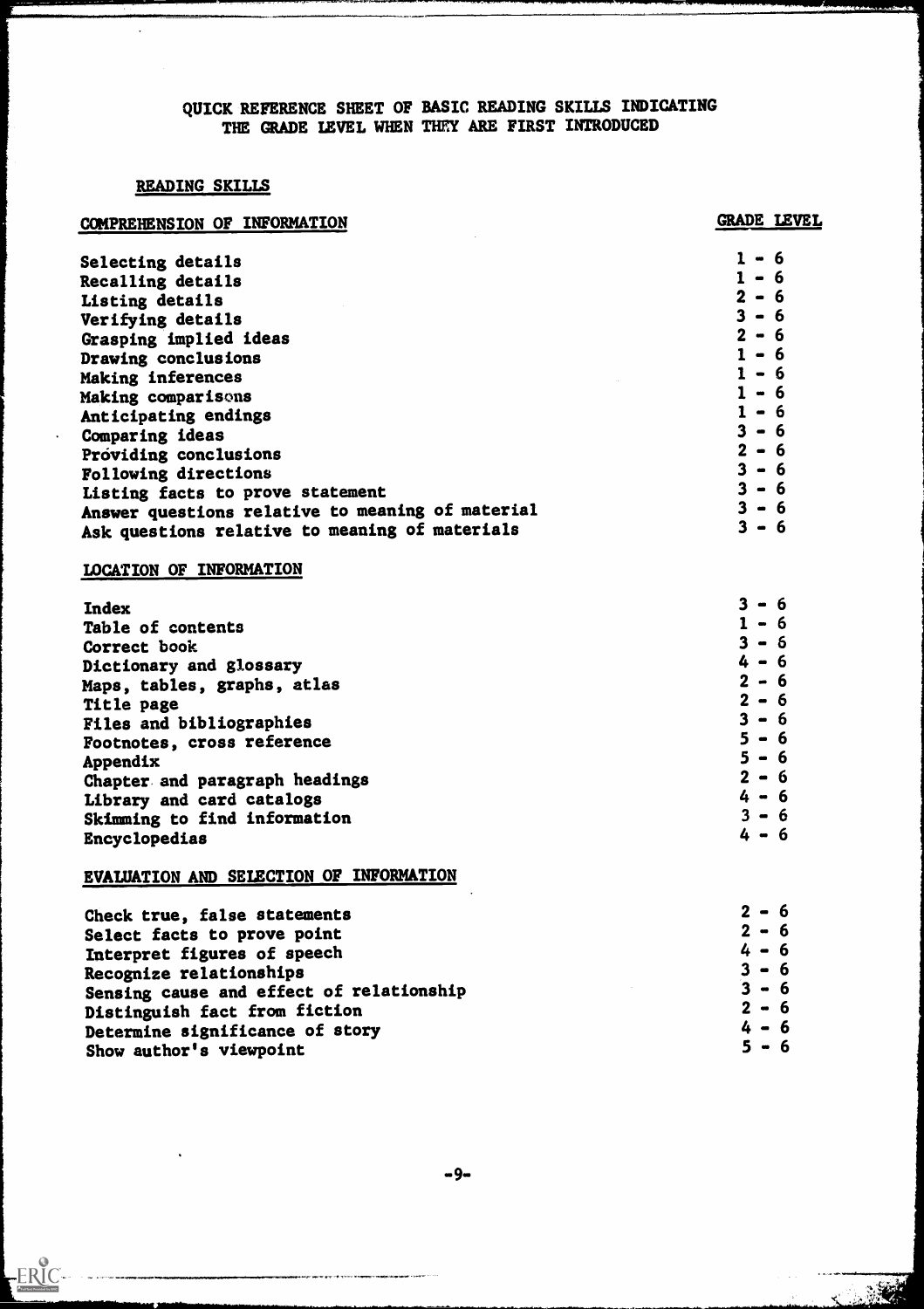# QUICK REFERENCE SHEET OF BASIC READING SKILLS INDICATING THE GRADE LEVEL WHEN THEY ARE FIRST INTRODUCED

## READING SKILLS

| COMPREHENSION OF INFORMATION | GRADE LEVEL |
|---|---|
| Selecting details | 1 - 6 |
| Recalling details | 1 - 6 |
| Listing details | 2 - 6 |
| Verifying details | 3 - 6 |
| Grasping implied ideas | 2 - 6 |
| Drawing conclusions | 1 - 6 |
| Making inferences | 1 - 6 |
| Making comparisons | 1 - 6 |
| Anticipating endings | 1 - 6 |
| Comparing ideas | 3 - 6 |
| Providing conclusions | 2 - 6 |
| Following directions | 3 - 6 |
| Listing facts to prove statement | 3 - 6 |
| Answer questions relative to meaning of material | 3 - 6 |
| Ask questions relative to meaning of materials | 3 - 6 |

| LOCATION OF INFORMATION | |
|---|---|
| Index | 3 - 6 |
| Table of contents | 1 - 6 |
| Correct book | 3 - 6 |
| Dictionary and glossary | 4 - 6 |
| Maps, tables, graphs, atlas | 2 - 6 |
| Title page | 2 - 6 |
| Files and bibliographies | 3 - 6 |
| Footnotes, cross reference | 5 - 6 |
| Appendix | 5 - 6 |
| Chapter and paragraph headings | 2 - 6 |
| Library and card catalogs | 4 - 6 |
| Skimming to find information | 3 - 6 |
| Encyclopedias | 4 - 6 |

| EVALUATION AND SELECTION OF INFORMATION | |
|---|---|
| Check true, false statements | 2 - 6 |
| Select facts to prove point | 2 - 6 |
| Interpret figures of speech | 4 - 6 |
| Recognize relationships | 3 - 6 |
| Sensing cause and effect of relationship | 3 - 6 |
| Distinguish fact from fiction | 2 - 6 |
| Determine significance of story | 4 - 6 |
| Show author's viewpoint | 5 - 6 |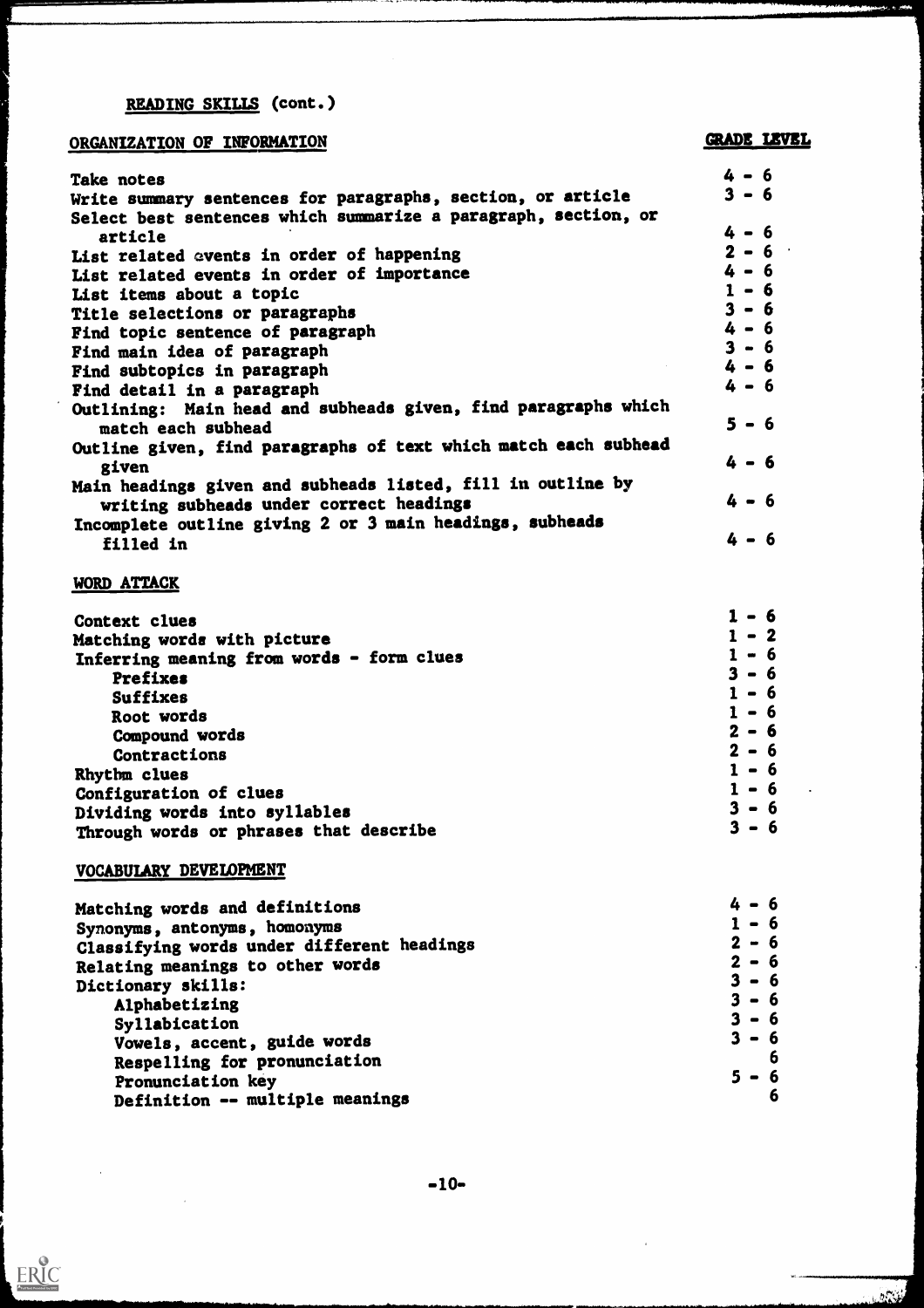READING SKILLS (cont.)

| ORGANIZATION OF INFORMATION | GRADE LEVEL |
| --- | --- |
| Take notes | 4 - 6 |
| Write summary sentences for paragraphs, section, or article | 3 - 6 |
| Select best sentences which summarize a paragraph, section, or article | 4 - 6 |
| List related events in order of happening | 2 - 6 |
| List related events in order of importance | 4 - 6 |
| List items about a topic | 1 - 6 |
| Title selections or paragraphs | 3 - 6 |
| Find topic sentence of paragraph | 4 - 6 |
| Find main idea of paragraph | 3 - 6 |
| Find subtopics in paragraph | 4 - 6 |
| Find detail in a paragraph | 4 - 6 |
| Outlining: Main head and subheads given, find paragraphs which match each subhead | 5 - 6 |
| Outline given, find paragraphs of text which match each subhead given | 4 - 6 |
| Main headings given and subheads listed, fill in outline by writing subheads under correct headings | 4 - 6 |
| Incomplete outline giving 2 or 3 main headings, subheads filled in | 4 - 6 |

| WORD ATTACK | |
| --- | --- |
| Context clues | 1 - 6 |
| Matching words with picture | 1 - 2 |
| Inferring meaning from words - form clues | 1 - 6 |
| Prefixes | 3 - 6 |
| Suffixes | 1 - 6 |
| Root words | 1 - 6 |
| Compound words | 2 - 6 |
| Contractions | 2 - 6 |
| Rhythm clues | 1 - 6 |
| Configuration of clues | 1 - 6 |
| Dividing words into syllables | 3 - 6 |
| Through words or phrases that describe | 3 - 6 |

| VOCABULARY DEVELOPMENT | |
| --- | --- |
| Matching words and definitions | 4 - 6 |
| Synonyms, antonyms, homonyms | 1 - 6 |
| Classifying words under different headings | 2 - 6 |
| Relating meanings to other words | 2 - 6 |
| Dictionary skills: | 3 - 6 |
| Alphabetizing | 3 - 6 |
| Syllabication | 3 - 6 |
| Vowels, accent, guide words | 3 - 6 |
| Respelling for pronunciation | 6 |
| Pronunciation key | 5 - 6 |
| Definition -- multiple meanings | 6 |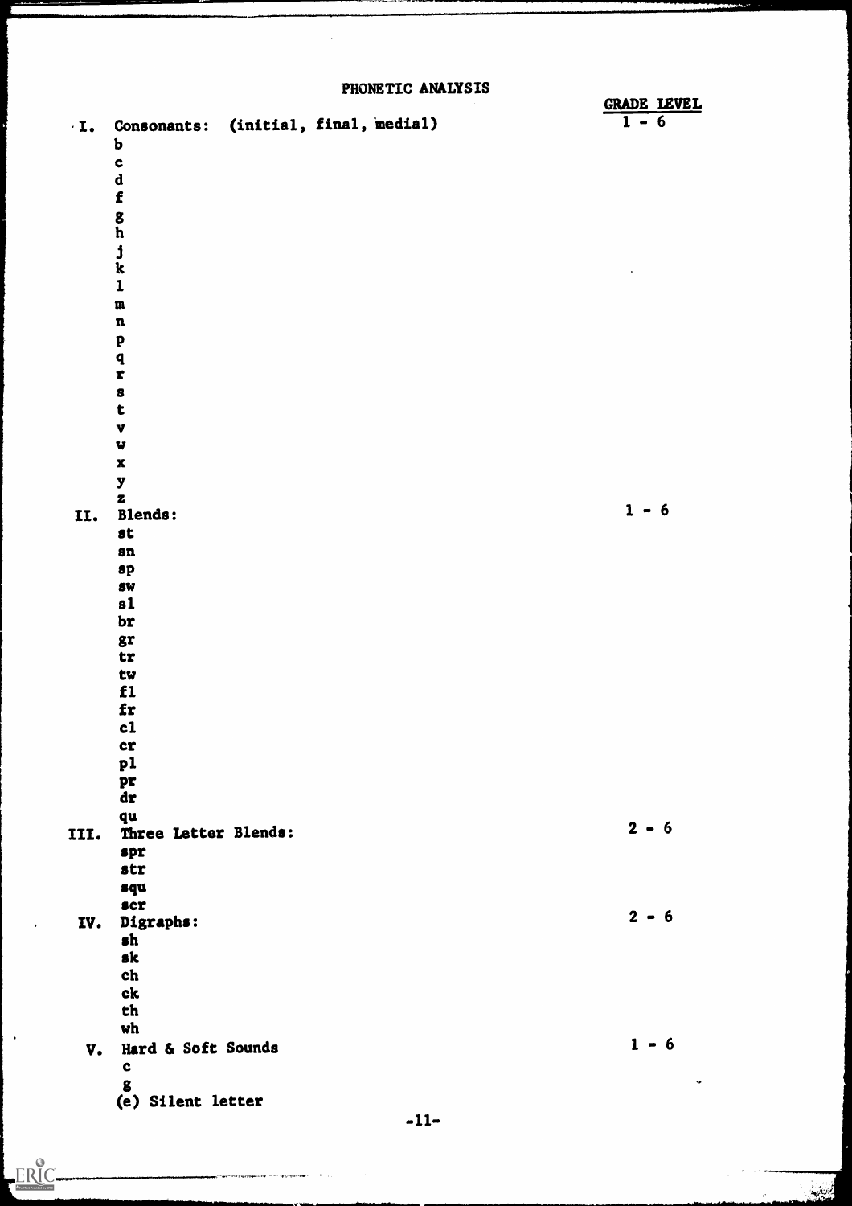# PHONETIC ANALYSIS

| | | GRADE LEVEL |
|---|---|---|
| I. | Consonants: (initial, final, medial) | 1 - 6 |
| | b | |
| | c | |
| | d | |
| | f | |
| | g | |
| | h | |
| | j | |
| | k | |
| | l | |
| | m | |
| | n | |
| | p | |
| | q | |
| | r | |
| | s | |
| | t | |
| | v | |
| | w | |
| | x | |
| | y | |
| | z | |
| II. | Blends: | 1 - 6 |
| | st | |
| | sn | |
| | sp | |
| | sw | |
| | sl | |
| | br | |
| | gr | |
| | tr | |
| | tw | |
| | fl | |
| | fr | |
| | cl | |
| | cr | |
| | pl | |
| | pr | |
| | dr | |
| | qu | |
| III. | Three Letter Blends: | 2 - 6 |
| | spr | |
| | str | |
| | squ | |
| | scr | |
| IV. | Digraphs: | 2 - 6 |
| | sh | |
| | sk | |
| | ch | |
| | ck | |
| | th | |
| | wh | |
| V. | Hard & Soft Sounds | 1 - 6 |
| | c | |
| | g | |
| | (e) Silent letter | |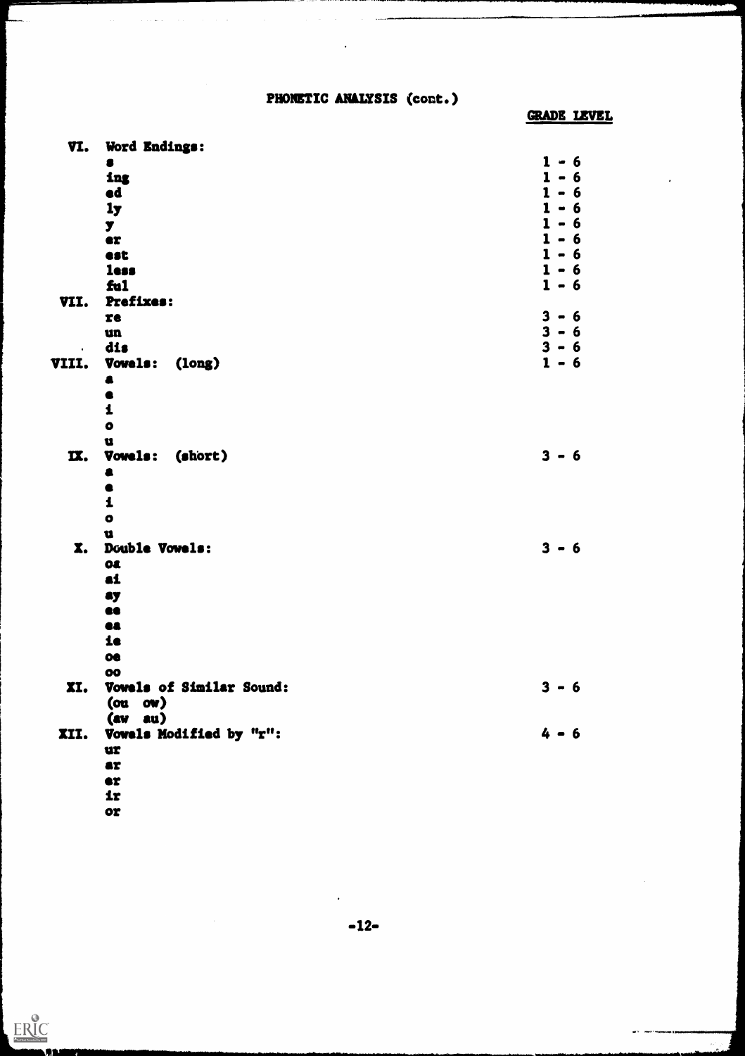## PHONETIC ANALYSIS (cont.)

| | | GRADE LEVEL |
|---|---|---|
| VI. | Word Endings: | |
| | s | 1 - 6 |
| | ing | 1 - 6 |
| | ed | 1 - 6 |
| | ly | 1 - 6 |
| | y | 1 - 6 |
| | er | 1 - 6 |
| | est | 1 - 6 |
| | less | 1 - 6 |
| | ful | 1 - 6 |
| VII. | Prefixes: | |
| | re | 3 - 6 |
| | un | 3 - 6 |
| | dis | 3 - 6 |
| VIII. | Vowels: (long) | 1 - 6 |
| | a | |
| | e | |
| | i | |
| | o | |
| | u | |
| IX. | Vowels: (short) | 3 - 6 |
| | a | |
| | e | |
| | i | |
| | o | |
| | u | |
| X. | Double Vowels: | 3 - 6 |
| | oa | |
| | ai | |
| | ay | |
| | ee | |
| | ea | |
| | ie | |
| | oe | |
| | oo | |
| XI. | Vowels of Similar Sound: | 3 - 6 |
| | (ou ow) | |
| | (aw au) | |
| XII. | Vowels Modified by "r": | 4 - 6 |
| | ur | |
| | ar | |
| | er | |
| | ir | |
| | or | |